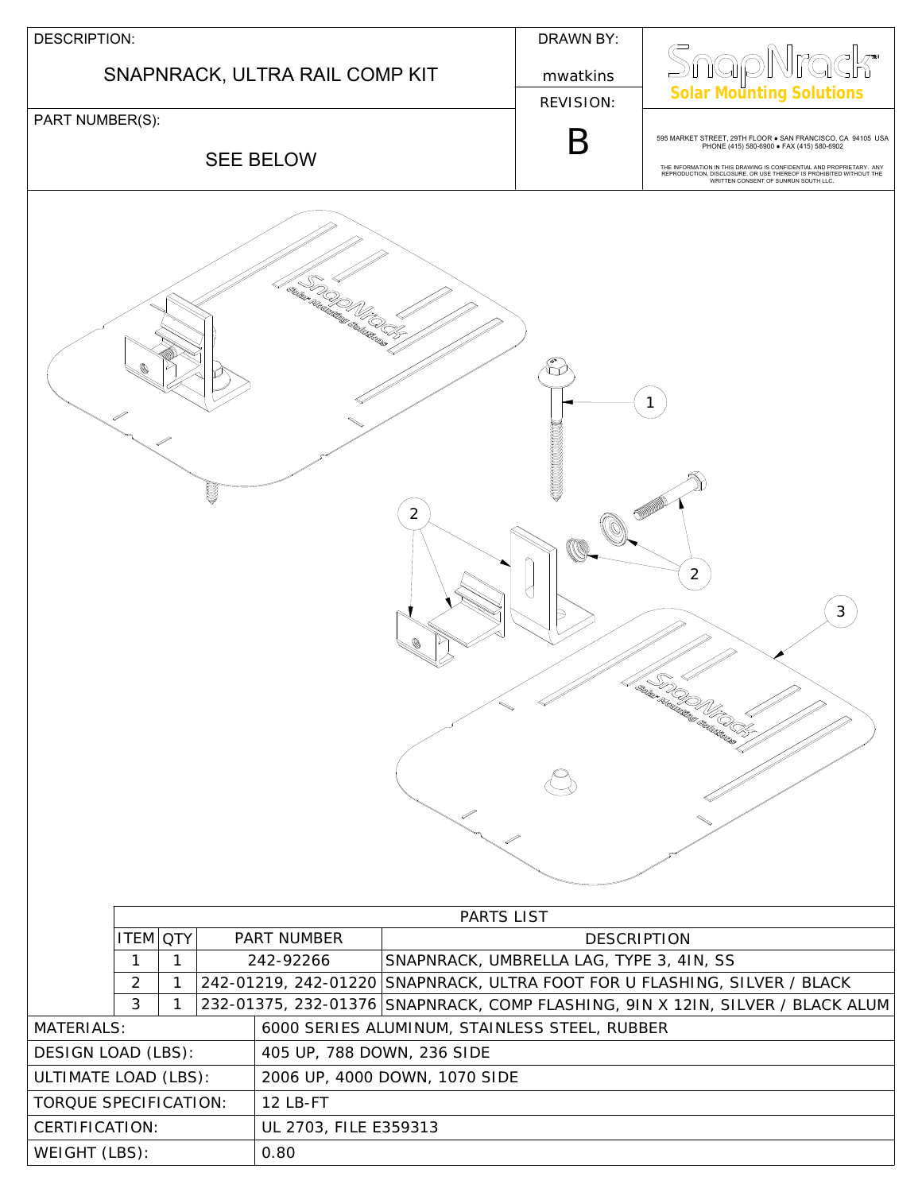| DESCRIPTION: | DRAWN BY: | |
|---|---|---|
| SNAPNRACK, ULTRA RAIL COMP KIT | mwatkins | |
| PART NUMBER(S): | REVISION: | |
| SEE BELOW | B | |

**SnapNrack™ Solar Mounting Solutions**

595 MARKET STREET, 29TH FLOOR • SAN FRANCISCO, CA 94105 USA
PHONE (415) 580-6900 • FAX (415) 580-6902

THE INFORMATION IN THIS DRAWING IS CONFIDENTIAL AND PROPRIETARY. ANY REPRODUCTION, DISCLOSURE, OR USE THEREOF IS PROHIBITED WITHOUT THE WRITTEN CONSENT OF SUNRUN SOUTH LLC.

| PARTS LIST | | | |
|---|---|---|---|
| ITEM | QTY | PART NUMBER | DESCRIPTION |
| 1 | 1 | 242-92266 | SNAPNRACK, UMBRELLA LAG, TYPE 3, 4IN, SS |
| 2 | 1 | 242-01219, 242-01220 | SNAPNRACK, ULTRA FOOT FOR U FLASHING, SILVER / BLACK |
| 3 | 1 | 232-01375, 232-01376 | SNAPNRACK, COMP FLASHING, 9IN X 12IN, SILVER / BLACK ALUM |

| | |
|---|---|
| MATERIALS: | 6000 SERIES ALUMINUM, STAINLESS STEEL, RUBBER |
| DESIGN LOAD (LBS): | 405 UP, 788 DOWN, 236 SIDE |
| ULTIMATE LOAD (LBS): | 2006 UP, 4000 DOWN, 1070 SIDE |
| TORQUE SPECIFICATION: | 12 LB-FT |
| CERTIFICATION: | UL 2703, FILE E359313 |
| WEIGHT (LBS): | 0.80 |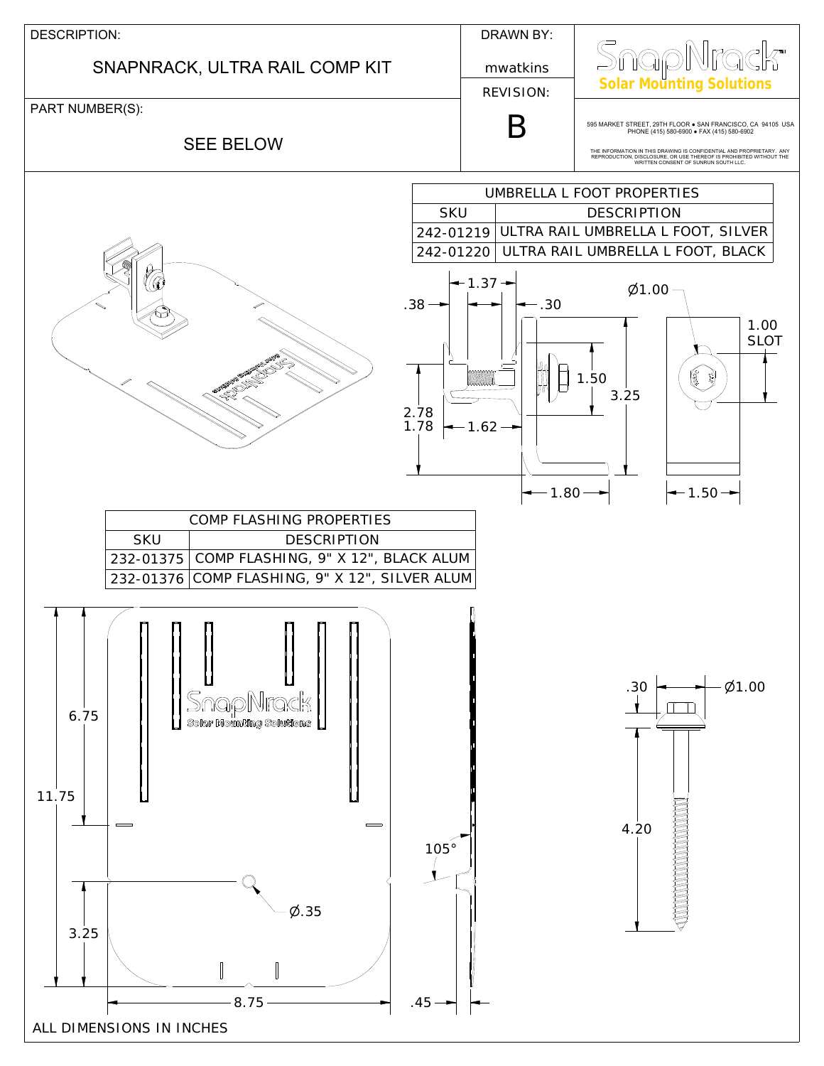| DESCRIPTION: | DRAWN BY: |
| --- | --- |
| SNAPNRACK, ULTRA RAIL COMP KIT | mwatkins |
| PART NUMBER(S): SEE BELOW | REVISION: B |

SnapNrack™ Solar Mounting Solutions

595 MARKET STREET, 29TH FLOOR ● SAN FRANCISCO, CA 94105 USA
PHONE (415) 580-6900 ● FAX (415) 580-6902

THE INFORMATION IN THIS DRAWING IS CONFIDENTIAL AND PROPRIETARY. ANY REPRODUCTION, DISCLOSURE, OR USE THEREOF IS PROHIBITED WITHOUT THE WRITTEN CONSENT OF SUNRUN SOUTH LLC.

**UMBRELLA L FOOT PROPERTIES**

| SKU | DESCRIPTION |
| --- | --- |
| 242-01219 | ULTRA RAIL UMBRELLA L FOOT, SILVER |
| 242-01220 | ULTRA RAIL UMBRELLA L FOOT, BLACK |

1.37
.38
.30
Ø1.00
1.00 SLOT
1.50
3.25
2.78
1.78
1.62
1.80
1.50

**COMP FLASHING PROPERTIES**

| SKU | DESCRIPTION |
| --- | --- |
| 232-01375 | COMP FLASHING, 9" X 12", BLACK ALUM |
| 232-01376 | COMP FLASHING, 9" X 12", SILVER ALUM |

6.75
11.75
3.25
Ø.35
8.75
105°
.45
.30
Ø1.00
4.20

ALL DIMENSIONS IN INCHES